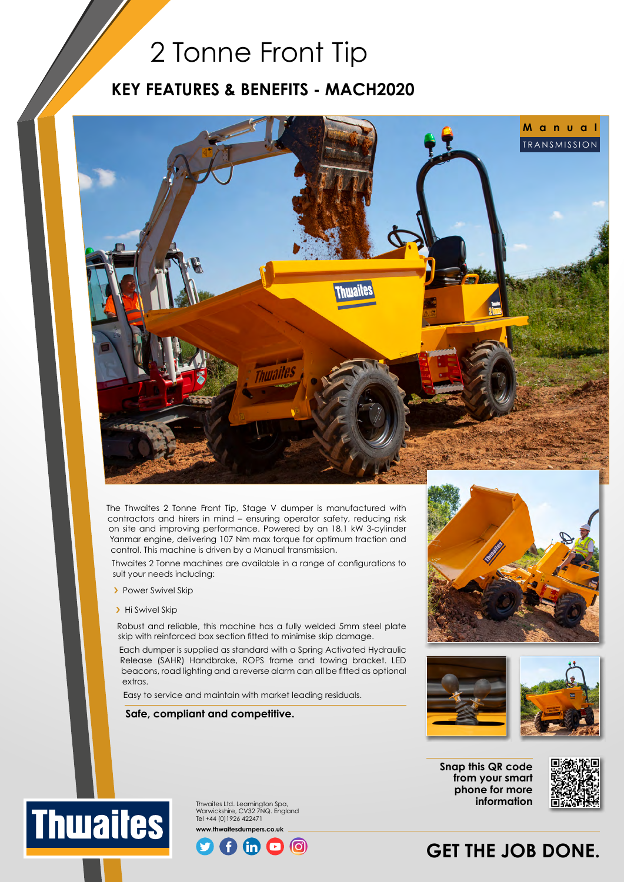# 2 Tonne Front Tip

## KEY FEATURES & BENEFITS - MACH2020

**Manual** TRANSMISSION

The Thwaites 2 Tonne Front Tip, Stage V dumper is manufactured with contractors and hirers in mind – ensuring operator safety, reducing risk on site and improving performance. Powered by an 18.1 kW 3-cylinder Yanmar engine, delivering 107 Nm max torque for optimum traction and control. This machine is driven by a Manual transmission.

Thwaites 2 Tonne machines are available in a range of configurations to suit your needs including:

- Power Swivel Skip
- Hi Swivel Skip

Robust and reliable, this machine has a fully welded 5mm steel plate skip with reinforced box section fitted to minimise skip damage.

Each dumper is supplied as standard with a Spring Activated Hydraulic Release (SAHR) Handbrake, ROPS frame and towing bracket. LED beacons, road lighting and a reverse alarm can all be fitted as optional extras.

Easy to service and maintain with market leading residuals.

**Safe, compliant and competitive.**

**Snap this QR code from your smart phone for more information**

Thwaites Ltd. Leamington Spa, Warwickshire, CV32 7NQ. England
Tel +44 (0)1926 422471

**www.thwaitesdumpers.co.uk**

**GET THE JOB DONE.**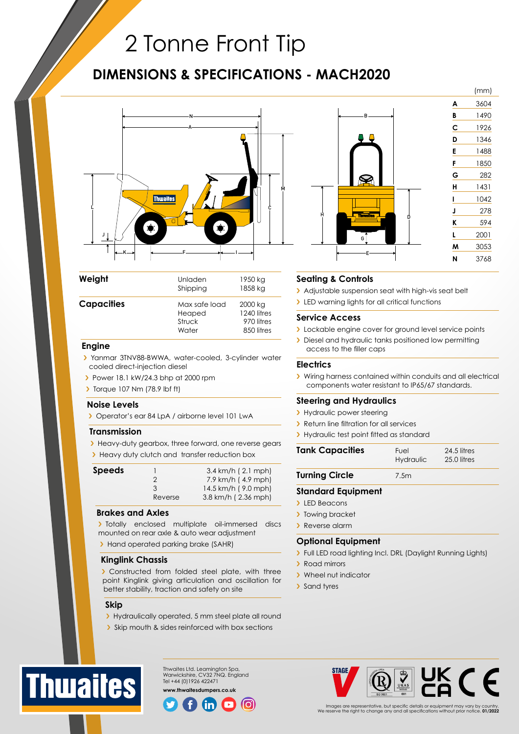# 2 Tonne Front Tip

## DIMENSIONS & SPECIFICATIONS - MACH2020

| | (mm) |
|---|---|
| A | 3604 |
| B | 1490 |
| C | 1926 |
| D | 1346 |
| E | 1488 |
| F | 1850 |
| G | 282 |
| H | 1431 |
| I | 1042 |
| J | 278 |
| K | 594 |
| L | 2001 |
| M | 3053 |
| N | 3768 |

| | | |
|---|---|---|
| **Weight** | Unladen | 1950 kg |
| | Shipping | 1858 kg |
| **Capacities** | Max safe load | 2000 kg |
| | Heaped | 1240 litres |
| | Struck | 970 litres |
| | Water | 850 litres |

### Engine

- Yanmar 3TNV88-BWWA, water-cooled, 3-cylinder water cooled direct-injection diesel
- Power 18.1 kW/24.3 bhp at 2000 rpm
- Torque 107 Nm (78.9 lbf ft)

### Noise Levels

- Operator's ear 84 LpA / airborne level 101 LwA

### Transmission

- Heavy-duty gearbox, three forward, one reverse gears
- Heavy duty clutch and transfer reduction box

| **Speeds** | | |
|---|---|---|
| | 1 | 3.4 km/h ( 2.1 mph) |
| | 2 | 7.9 km/h ( 4.9 mph) |
| | 3 | 14.5 km/h ( 9.0 mph) |
| | Reverse | 3.8 km/h ( 2.36 mph) |

### Brakes and Axles

- Totally enclosed multiplate oil-immersed discs mounted on rear axle & auto wear adjustment
- Hand operated parking brake (SAHR)

### Kinglink Chassis

- Constructed from folded steel plate, with three point Kinglink giving articulation and oscillation for better stability, traction and safety on site

### Skip

- Hydraulically operated, 5 mm steel plate all round
- Skip mouth & sides reinforced with box sections

### Seating & Controls

- Adjustable suspension seat with high-vis seat belt
- LED warning lights for all critical functions

### Service Access

- Lockable engine cover for ground level service points
- Diesel and hydraulic tanks positioned low permitting access to the filler caps

### Electrics

- Wiring harness contained within conduits and all electrical components water resistant to IP65/67 standards.

### Steering and Hydraulics

- Hydraulic power steering
- Return line filtration for all services
- Hydraulic test point fitted as standard

| | | |
|---|---|---|
| **Tank Capacities** | Fuel | 24.5 litres |
| | Hydraulic | 25.0 litres |
| **Turning Circle** | 7.5m | |

### Standard Equipment

- LED Beacons
- Towing bracket
- Reverse alarm

### Optional Equipment

- Full LED road lighting Incl. DRL (Daylight Running Lights)
- Road mirrors
- Wheel nut indicator
- Sand tyres

Thwaites Ltd. Leamington Spa, Warwickshire, CV32 7NQ. England
Tel +44 (0)1926 422471
**www.thwaitesdumpers.co.uk**

Images are representative, but specific details or equipment may vary by country.
We reserve the right to change any and all specifications without prior notice. **01/2022**